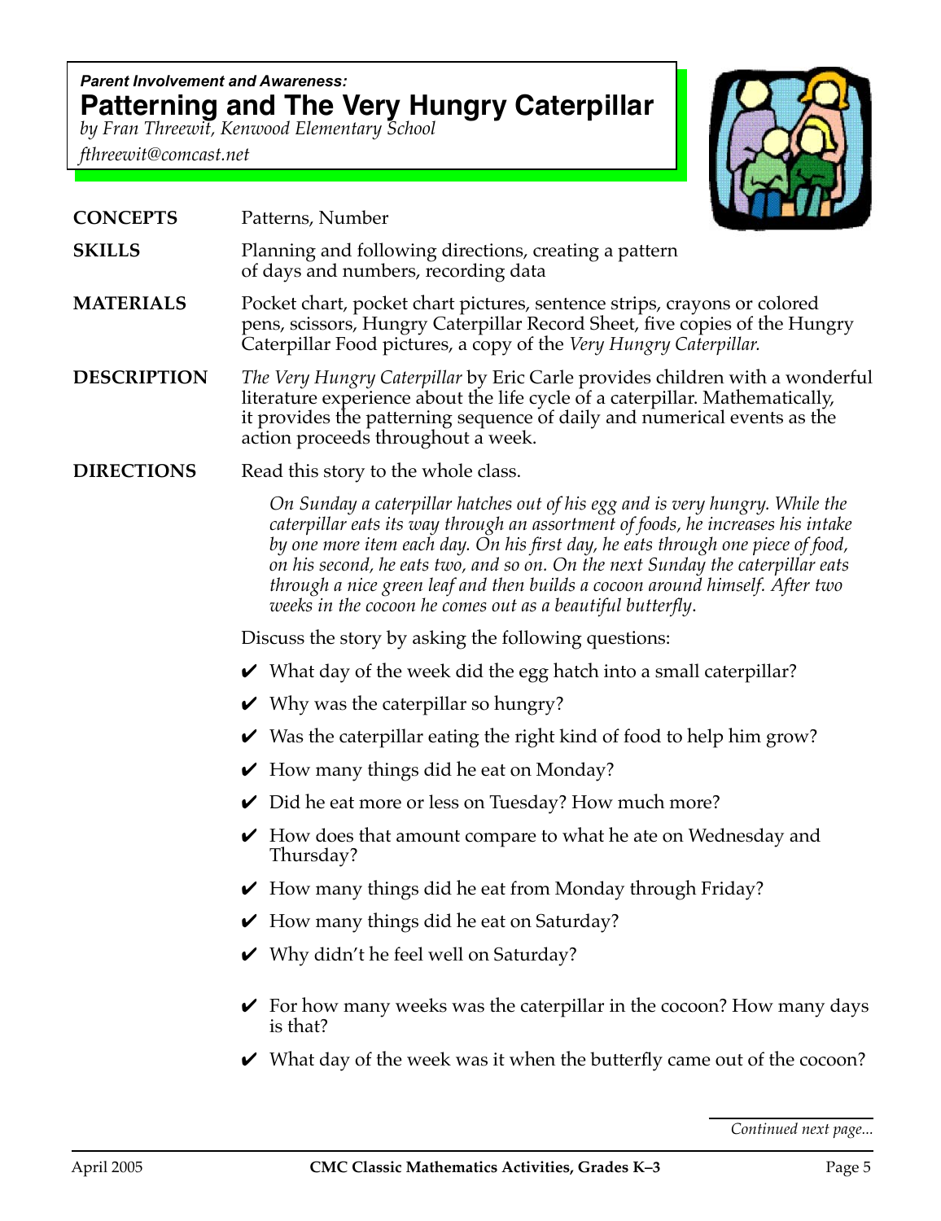*Parent Involvement and Awareness:*

# Patterning and The Very Hungry Caterpillar

*by Fran Threewit, Kenwood Elementary School*

*fthreewit@comcast.net*

**CONCEPTS** Patterns, Number

**SKILLS** Planning and following directions, creating a pattern of days and numbers, recording data

**MATERIALS** Pocket chart, pocket chart pictures, sentence strips, crayons or colored pens, scissors, Hungry Caterpillar Record Sheet, five copies of the Hungry Caterpillar Food pictures, a copy of the *Very Hungry Caterpillar.*

**DESCRIPTION** *The Very Hungry Caterpillar* by Eric Carle provides children with a wonderful literature experience about the life cycle of a caterpillar. Mathematically, it provides the patterning sequence of daily and numerical events as the action proceeds throughout a week.

**DIRECTIONS** Read this story to the whole class.

> *On Sunday a caterpillar hatches out of his egg and is very hungry. While the caterpillar eats its way through an assortment of foods, he increases his intake by one more item each day. On his first day, he eats through one piece of food, on his second, he eats two, and so on. On the next Sunday the caterpillar eats through a nice green leaf and then builds a cocoon around himself. After two weeks in the cocoon he comes out as a beautiful butterfly.*

Discuss the story by asking the following questions:

- ✔ What day of the week did the egg hatch into a small caterpillar?
- ✔ Why was the caterpillar so hungry?
- ✔ Was the caterpillar eating the right kind of food to help him grow?
- ✔ How many things did he eat on Monday?
- ✔ Did he eat more or less on Tuesday? How much more?
- ✔ How does that amount compare to what he ate on Wednesday and Thursday?
- ✔ How many things did he eat from Monday through Friday?
- ✔ How many things did he eat on Saturday?
- ✔ Why didn't he feel well on Saturday?
- ✔ For how many weeks was the caterpillar in the cocoon? How many days is that?
- ✔ What day of the week was it when the butterfly came out of the cocoon?

*Continued next page...*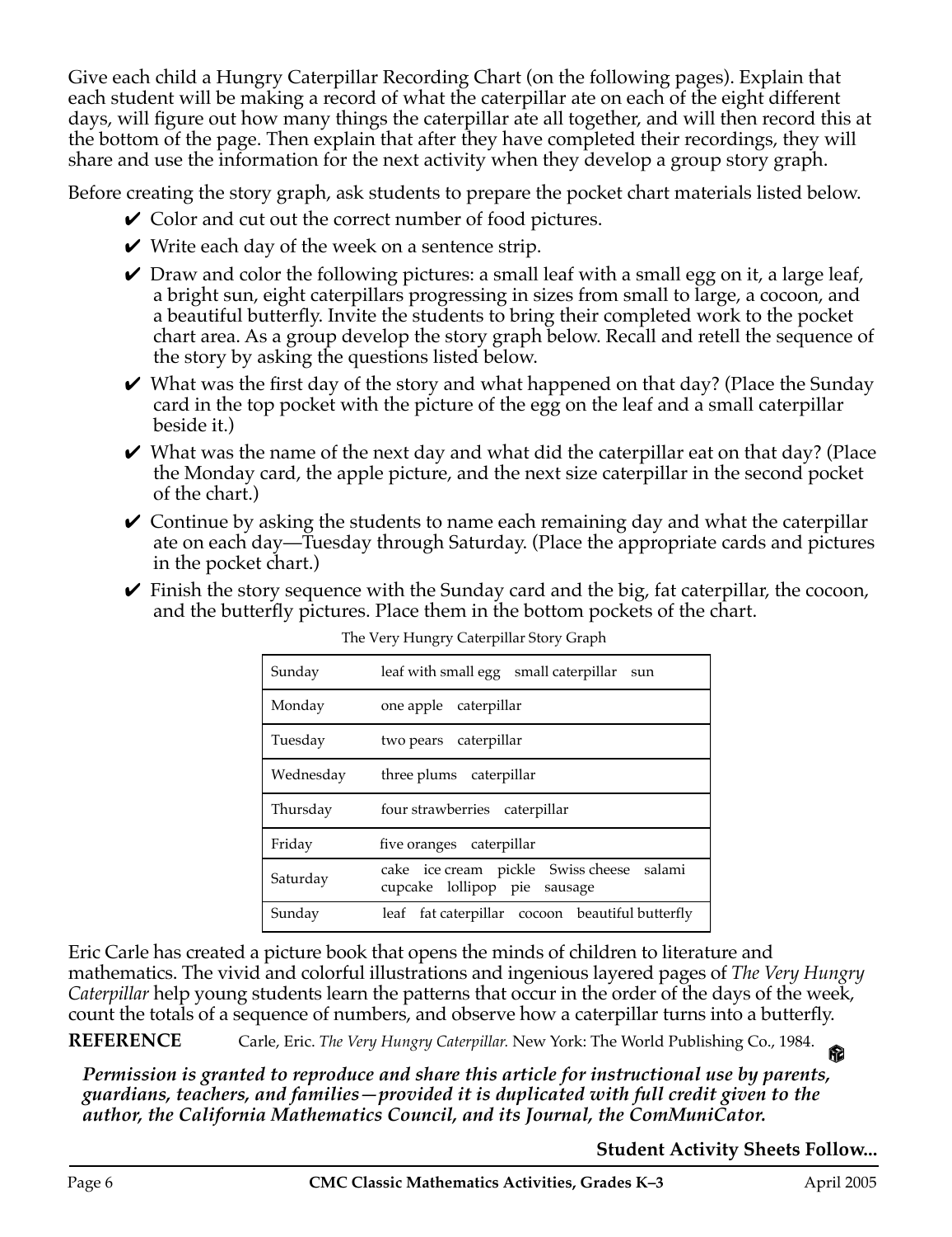Give each child a Hungry Caterpillar Recording Chart (on the following pages). Explain that each student will be making a record of what the caterpillar ate on each of the eight different days, will figure out how many things the caterpillar ate all together, and will then record this at the bottom of the page. Then explain that after they have completed their recordings, they will share and use the information for the next activity when they develop a group story graph.

Before creating the story graph, ask students to prepare the pocket chart materials listed below.

- ✔ Color and cut out the correct number of food pictures.
- ✔ Write each day of the week on a sentence strip.
- ✔ Draw and color the following pictures: a small leaf with a small egg on it, a large leaf, a bright sun, eight caterpillars progressing in sizes from small to large, a cocoon, and a beautiful butterfly. Invite the students to bring their completed work to the pocket chart area. As a group develop the story graph below. Recall and retell the sequence of the story by asking the questions listed below.
- ✔ What was the first day of the story and what happened on that day? (Place the Sunday card in the top pocket with the picture of the egg on the leaf and a small caterpillar beside it.)
- ✔ What was the name of the next day and what did the caterpillar eat on that day? (Place the Monday card, the apple picture, and the next size caterpillar in the second pocket of the chart.)
- ✔ Continue by asking the students to name each remaining day and what the caterpillar ate on each day—Tuesday through Saturday. (Place the appropriate cards and pictures in the pocket chart.)
- ✔ Finish the story sequence with the Sunday card and the big, fat caterpillar, the cocoon, and the butterfly pictures. Place them in the bottom pockets of the chart.

The Very Hungry Caterpillar Story Graph

| Day | |
|---|---|
| Sunday | leaf with small egg   small caterpillar   sun |
| Monday | one apple   caterpillar |
| Tuesday | two pears   caterpillar |
| Wednesday | three plums   caterpillar |
| Thursday | four strawberries   caterpillar |
| Friday | five oranges   caterpillar |
| Saturday | cake   ice cream   pickle   Swiss cheese   salami   cupcake   lollipop   pie   sausage |
| Sunday | leaf   fat caterpillar   cocoon   beautiful butterfly |

Eric Carle has created a picture book that opens the minds of children to literature and mathematics. The vivid and colorful illustrations and ingenious layered pages of *The Very Hungry Caterpillar* help young students learn the patterns that occur in the order of the days of the week, count the totals of a sequence of numbers, and observe how a caterpillar turns into a butterfly.

**REFERENCE** Carle, Eric. *The Very Hungry Caterpillar.* New York: The World Publishing Co., 1984.

***Permission is granted to reproduce and share this article for instructional use by parents, guardians, teachers, and families—provided it is duplicated with full credit given to the author, the California Mathematics Council, and its Journal, the ComMuniCator.***

**Student Activity Sheets Follow...**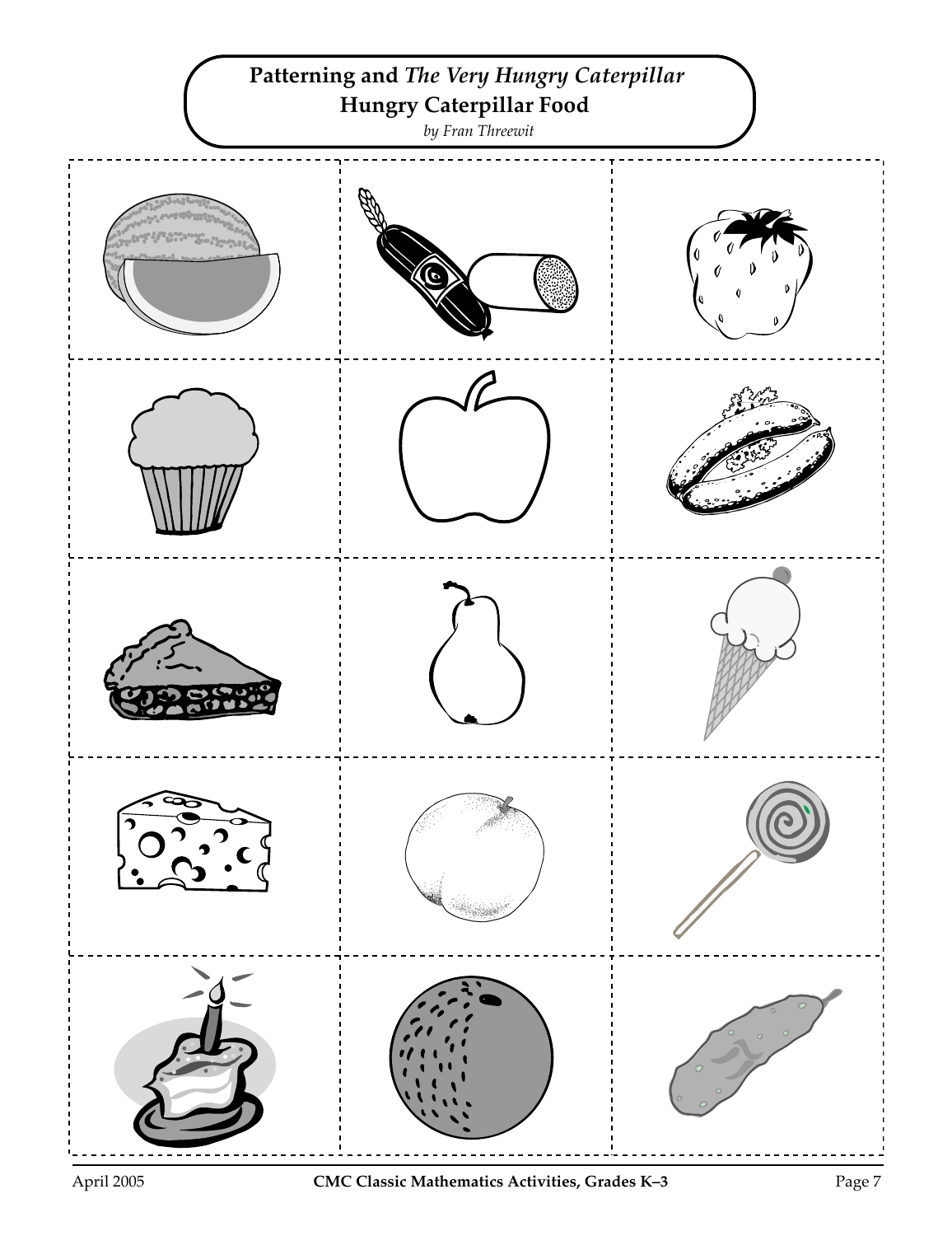# Patterning and *The Very Hungry Caterpillar*

## Hungry Caterpillar Food

*by Fran Threewit*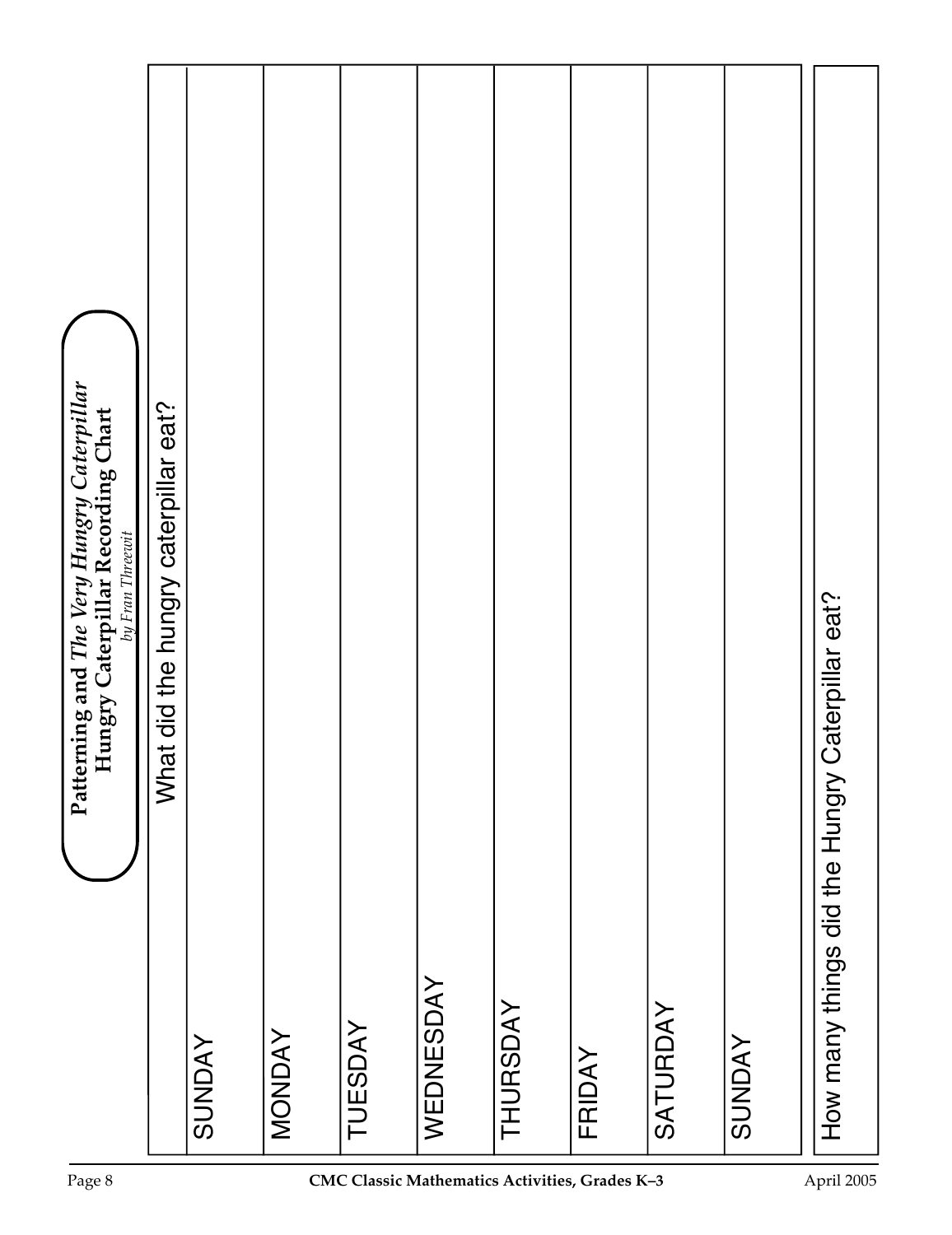# Patterning and *The Very Hungry Caterpillar*

## Hungry Caterpillar Recording Chart

*by Fran Threewit*

| | What did the hungry caterpillar eat? |
|---|---|
| SUNDAY | |
| MONDAY | |
| TUESDAY | |
| WEDNESDAY | |
| THURSDAY | |
| FRIDAY | |
| SATURDAY | |
| SUNDAY | |

How many things did the Hungry Caterpillar eat?